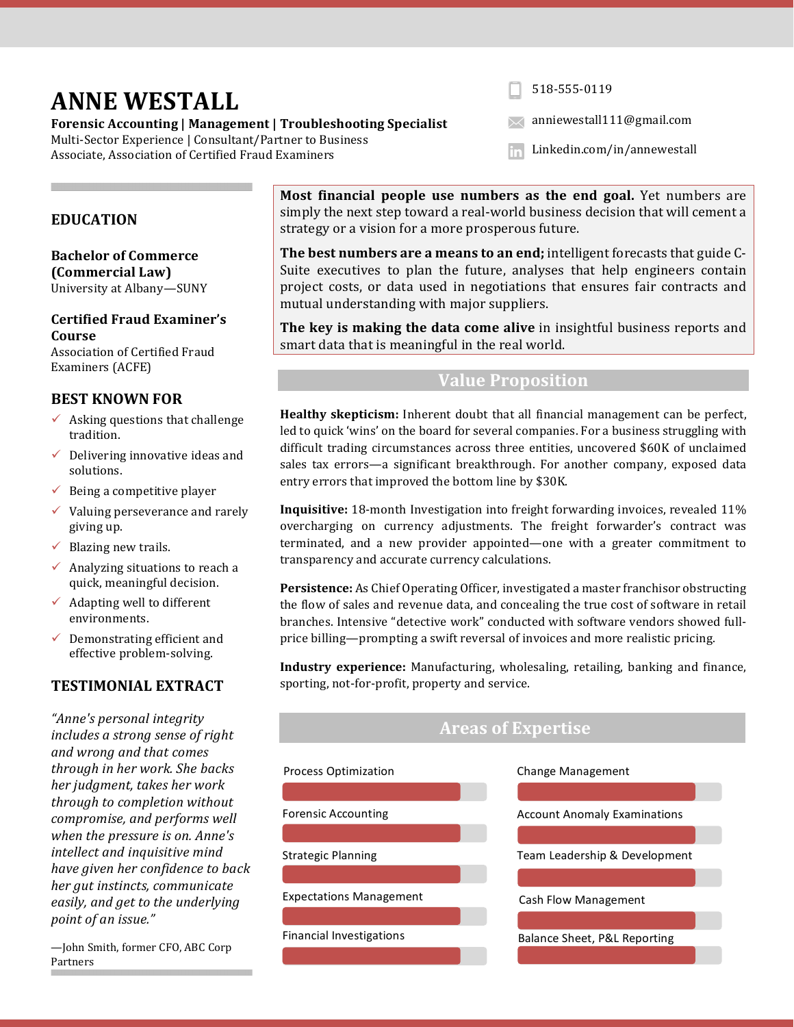# ANNE WESTALL

**Forensic Accounting | Management | Troubleshooting Specialist**
Multi-Sector Experience | Consultant/Partner to Business
Associate, Association of Certified Fraud Examiners

518-555-0119
anniewestall111@gmail.com
Linkedin.com/in/annewestall

**Most financial people use numbers as the end goal.** Yet numbers are simply the next step toward a real-world business decision that will cement a strategy or a vision for a more prosperous future.

**The best numbers are a means to an end;** intelligent forecasts that guide C-Suite executives to plan the future, analyses that help engineers contain project costs, or data used in negotiations that ensures fair contracts and mutual understanding with major suppliers.

**The key is making the data come alive** in insightful business reports and smart data that is meaningful in the real world.

## EDUCATION

**Bachelor of Commerce (Commercial Law)**
University at Albany—SUNY

**Certified Fraud Examiner's Course**
Association of Certified Fraud Examiners (ACFE)

## BEST KNOWN FOR

- ✓ Asking questions that challenge tradition.
- ✓ Delivering innovative ideas and solutions.
- ✓ Being a competitive player
- ✓ Valuing perseverance and rarely giving up.
- ✓ Blazing new trails.
- ✓ Analyzing situations to reach a quick, meaningful decision.
- ✓ Adapting well to different environments.
- ✓ Demonstrating efficient and effective problem-solving.

## TESTIMONIAL EXTRACT

*"Anne's personal integrity includes a strong sense of right and wrong and that comes through in her work. She backs her judgment, takes her work through to completion without compromise, and performs well when the pressure is on. Anne's intellect and inquisitive mind have given her confidence to back her gut instincts, communicate easily, and get to the underlying point of an issue."*

—John Smith, former CFO, ABC Corp Partners

## Value Proposition

**Healthy skepticism:** Inherent doubt that all financial management can be perfect, led to quick 'wins' on the board for several companies. For a business struggling with difficult trading circumstances across three entities, uncovered $60K of unclaimed sales tax errors—a significant breakthrough. For another company, exposed data entry errors that improved the bottom line by $30K.

**Inquisitive:** 18-month Investigation into freight forwarding invoices, revealed 11% overcharging on currency adjustments. The freight forwarder's contract was terminated, and a new provider appointed—one with a greater commitment to transparency and accurate currency calculations.

**Persistence:** As Chief Operating Officer, investigated a master franchisor obstructing the flow of sales and revenue data, and concealing the true cost of software in retail branches. Intensive "detective work" conducted with software vendors showed full-price billing—prompting a swift reversal of invoices and more realistic pricing.

**Industry experience:** Manufacturing, wholesaling, retailing, banking and finance, sporting, not-for-profit, property and service.

## Areas of Expertise

- Process Optimization
- Forensic Accounting
- Strategic Planning
- Expectations Management
- Financial Investigations
- Change Management
- Account Anomaly Examinations
- Team Leadership & Development
- Cash Flow Management
- Balance Sheet, P&L Reporting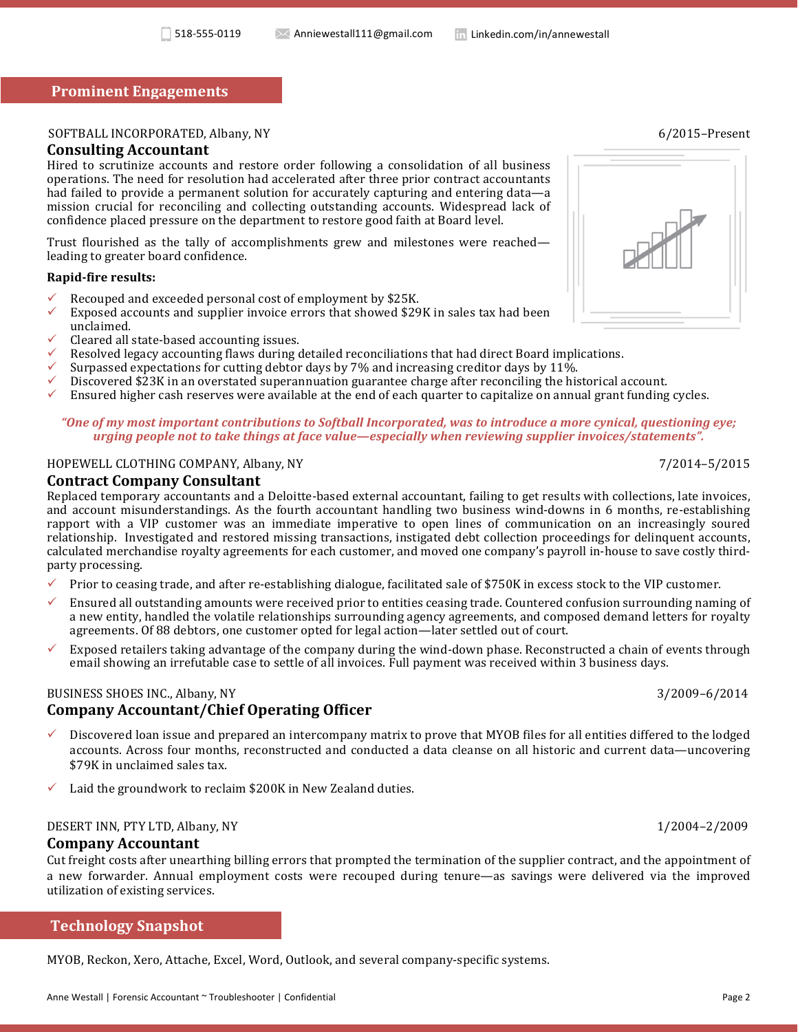518-555-0119 | Anniewestall111@gmail.com | Linkedin.com/in/annewestall

## Prominent Engagements

SOFTBALL INCORPORATED, Albany, NY — 6/2015–Present

### Consulting Accountant

Hired to scrutinize accounts and restore order following a consolidation of all business operations. The need for resolution had accelerated after three prior contract accountants had failed to provide a permanent solution for accurately capturing and entering data—a mission crucial for reconciling and collecting outstanding accounts. Widespread lack of confidence placed pressure on the department to restore good faith at Board level.

Trust flourished as the tally of accomplishments grew and milestones were reached—leading to greater board confidence.

**Rapid-fire results:**

- ✓ Recouped and exceeded personal cost of employment by $25K.
- ✓ Exposed accounts and supplier invoice errors that showed $29K in sales tax had been unclaimed.
- ✓ Cleared all state-based accounting issues.
- ✓ Resolved legacy accounting flaws during detailed reconciliations that had direct Board implications.
- ✓ Surpassed expectations for cutting debtor days by 7% and increasing creditor days by 11%.
- ✓ Discovered $23K in an overstated superannuation guarantee charge after reconciling the historical account.
- ✓ Ensured higher cash reserves were available at the end of each quarter to capitalize on annual grant funding cycles.

***"One of my most important contributions to Softball Incorporated, was to introduce a more cynical, questioning eye; urging people not to take things at face value—especially when reviewing supplier invoices/statements".***

HOPEWELL CLOTHING COMPANY, Albany, NY — 7/2014–5/2015

### Contract Company Consultant

Replaced temporary accountants and a Deloitte-based external accountant, failing to get results with collections, late invoices, and account misunderstandings. As the fourth accountant handling two business wind-downs in 6 months, re-establishing rapport with a VIP customer was an immediate imperative to open lines of communication on an increasingly soured relationship. Investigated and restored missing transactions, instigated debt collection proceedings for delinquent accounts, calculated merchandise royalty agreements for each customer, and moved one company's payroll in-house to save costly third-party processing.

- ✓ Prior to ceasing trade, and after re-establishing dialogue, facilitated sale of $750K in excess stock to the VIP customer.
- ✓ Ensured all outstanding amounts were received prior to entities ceasing trade. Countered confusion surrounding naming of a new entity, handled the volatile relationships surrounding agency agreements, and composed demand letters for royalty agreements. Of 88 debtors, one customer opted for legal action—later settled out of court.
- ✓ Exposed retailers taking advantage of the company during the wind-down phase. Reconstructed a chain of events through email showing an irrefutable case to settle of all invoices. Full payment was received within 3 business days.

BUSINESS SHOES INC., Albany, NY — 3/2009–6/2014

### Company Accountant/Chief Operating Officer

- ✓ Discovered loan issue and prepared an intercompany matrix to prove that MYOB files for all entities differed to the lodged accounts. Across four months, reconstructed and conducted a data cleanse on all historic and current data—uncovering $79K in unclaimed sales tax.
- ✓ Laid the groundwork to reclaim $200K in New Zealand duties.

DESERT INN, PTY LTD, Albany, NY — 1/2004–2/2009

### Company Accountant

Cut freight costs after unearthing billing errors that prompted the termination of the supplier contract, and the appointment of a new forwarder. Annual employment costs were recouped during tenure—as savings were delivered via the improved utilization of existing services.

## Technology Snapshot

MYOB, Reckon, Xero, Attache, Excel, Word, Outlook, and several company-specific systems.